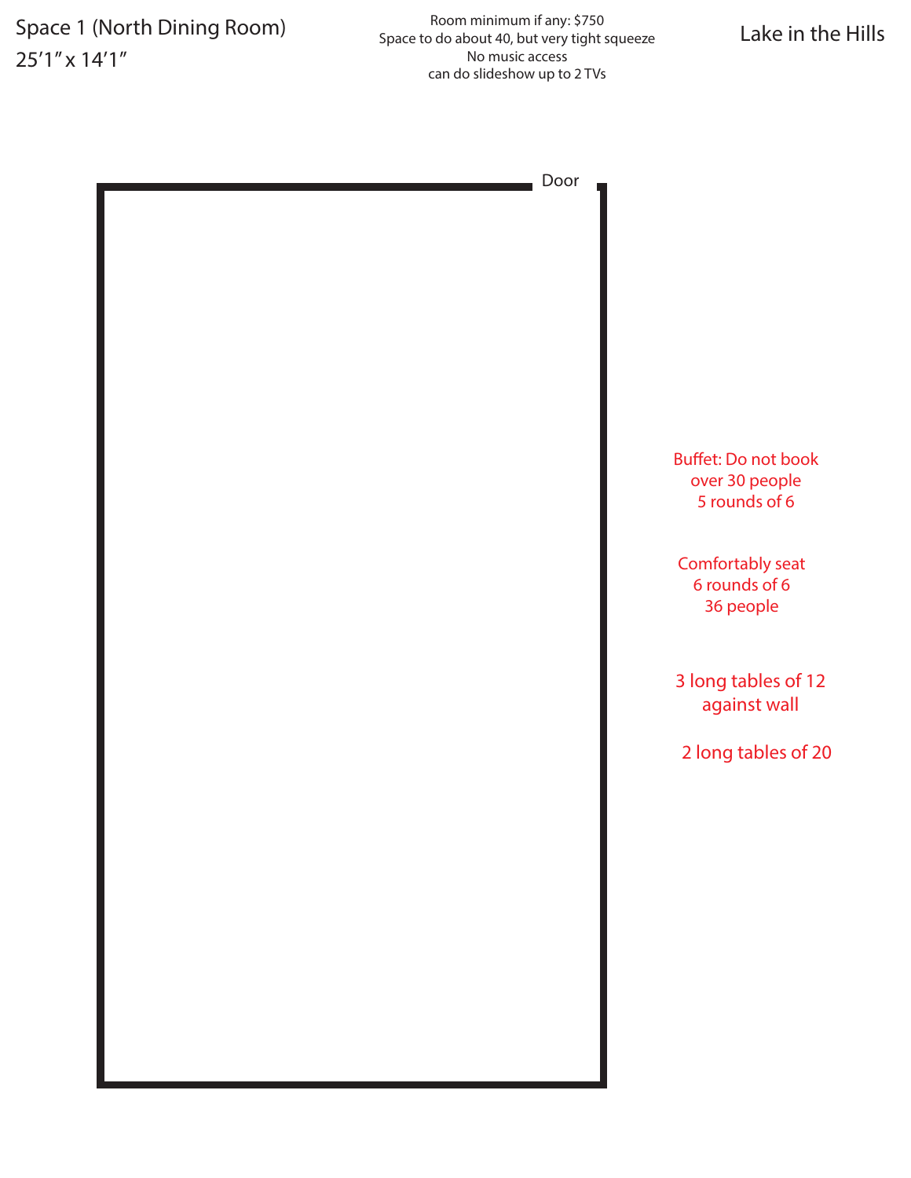# Space 1 (North Dining Room)

25’1” x 14’1”

Lake in the Hills

Room minimum if any: $750
Space to do about 40, but very tight squeeze
No music access
can do slideshow up to 2 TVs

Door

Buffet: Do not book over 30 people
5 rounds of 6

Comfortably seat
6 rounds of 6
36 people

3 long tables of 12 against wall

2 long tables of 20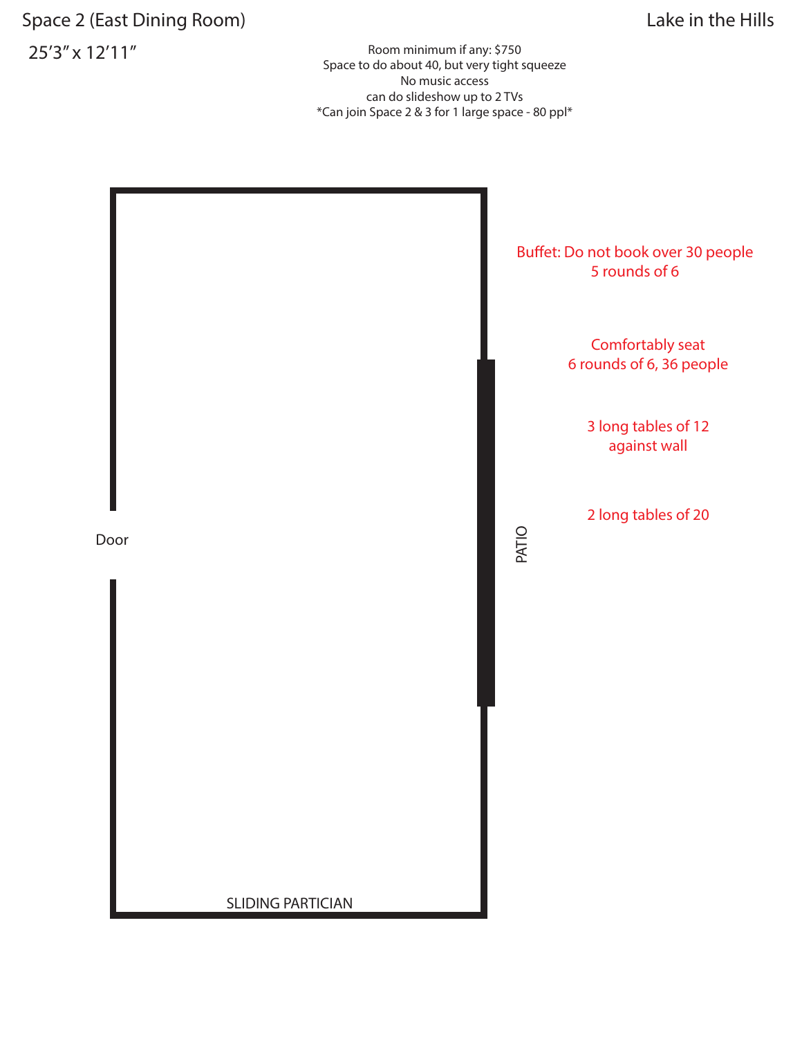# Space 2 (East Dining Room)

Lake in the Hills

25’3” x 12’11”

Room minimum if any: $750
Space to do about 40, but very tight squeeze
No music access
can do slideshow up to 2 TVs
*Can join Space 2 & 3 for 1 large space - 80 ppl*

Buffet: Do not book over 30 people
5 rounds of 6

Comfortably seat
6 rounds of 6, 36 people

3 long tables of 12
against wall

2 long tables of 20

Door

PATIO

SLIDING PARTICIAN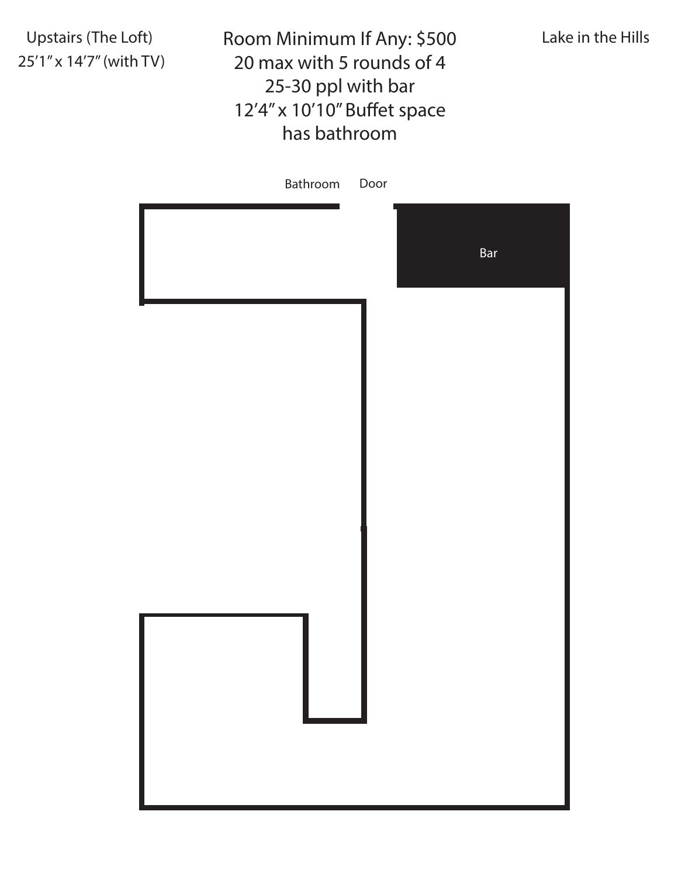Upstairs (The Loft)
25'1" x 14'7" (with TV)

Room Minimum If Any: $500
20 max with 5 rounds of 4
25-30 ppl with bar
12'4" x 10'10" Buffet space
has bathroom

Lake in the Hills

Bathroom

Door

Bar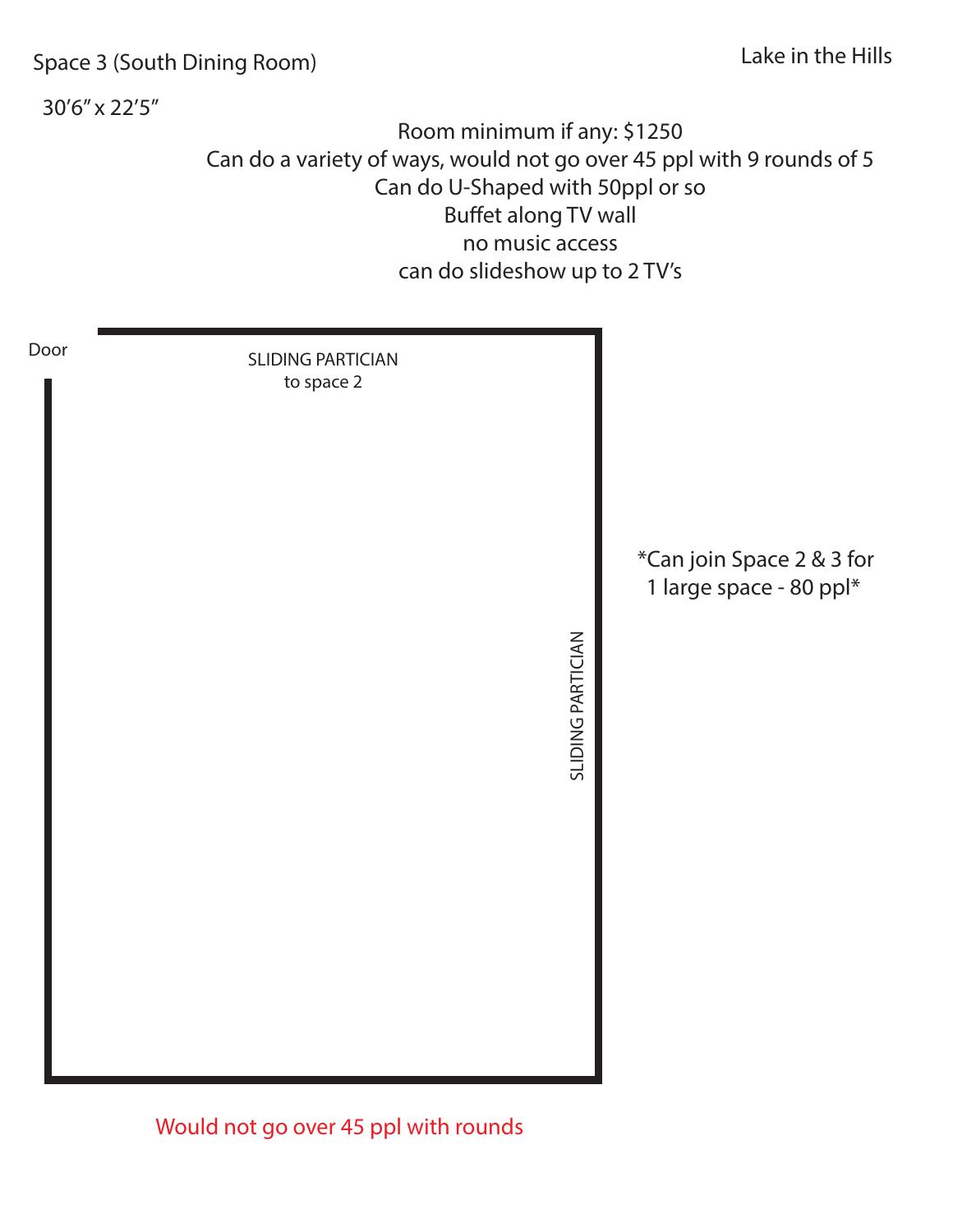Space 3 (South Dining Room)

Lake in the Hills

30’6” x 22’5”

Room minimum if any: $1250
Can do a variety of ways, would not go over 45 ppl with 9 rounds of 5
Can do U-Shaped with 50ppl or so
Buffet along TV wall
no music access
can do slideshow up to 2 TV’s

Door

SLIDING PARTICIAN
to space 2

SLIDING PARTICIAN

*Can join Space 2 & 3 for 1 large space - 80 ppl*

Would not go over 45 ppl with rounds